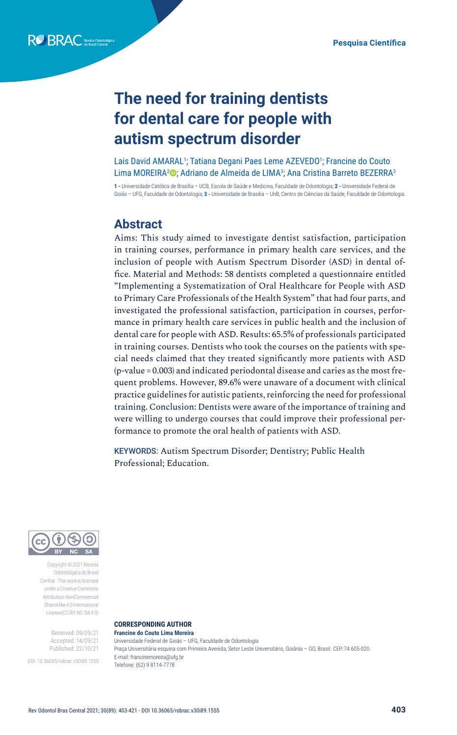Pesquisa Científica

# The need for training dentists for dental care for people with autism spectrum disorder

Lais David AMARAL[1]; Tatiana Degani Paes Leme AZEVEDO[1]; Francine do Couto Lima MOREIRA[2]; Adriano de Almeida de LIMA[3]; Ana Cristina Barreto BEZERRA[3]

**1 -** Universidade Católica de Brasília – UCB, Escola de Saúde e Medicina, Faculdade de Odontologia; **2 -** Universidade Federal de Goiás – UFG, Faculdade de Odontologia; **3 -** Universidade de Brasília – UnB, Centro de Ciências da Saúde, Faculdade de Odontologia.

## Abstract

Aims: This study aimed to investigate dentist satisfaction, participation in training courses, performance in primary health care services, and the inclusion of people with Autism Spectrum Disorder (ASD) in dental office. Material and Methods: 58 dentists completed a questionnaire entitled "Implementing a Systematization of Oral Healthcare for People with ASD to Primary Care Professionals of the Health System" that had four parts, and investigated the professional satisfaction, participation in courses, performance in primary health care services in public health and the inclusion of dental care for people with ASD. Results: 65.5% of professionals participated in training courses. Dentists who took the courses on the patients with special needs claimed that they treated significantly more patients with ASD (p-value = 0.003) and indicated periodontal disease and caries as the most frequent problems. However, 89.6% were unaware of a document with clinical practice guidelines for autistic patients, reinforcing the need for professional training. Conclusion: Dentists were aware of the importance of training and were willing to undergo courses that could improve their professional performance to promote the oral health of patients with ASD.

KEYWORDS: Autism Spectrum Disorder; Dentistry; Public Health Professional; Education.

Copyright © 2021 Revista Odontológica do Brasil Central · This work is licensed under a Creative Commons Attribution-NonCommercial-ShareAlike 4.0 International License(CC BY-NC-SA 4.0)

Received: 09/09/21
Accepted: 14/09/21
Published: 22/10/21

DOI: 10.36065/robrac.v30i89.1555

**CORRESPONDING AUTHOR**
**Francine do Couto Lima Moreira**
Universidade Federal de Goiás – UFG, Faculdade de Odontologia
Praça Universitária esquina com Primeira Avenida, Setor Leste Universitário, Goiânia – GO, Brasil. CEP.:74.605-020.
E-mail: francinemoreira@ufg.br
Telefone: (62) 9 8114-7778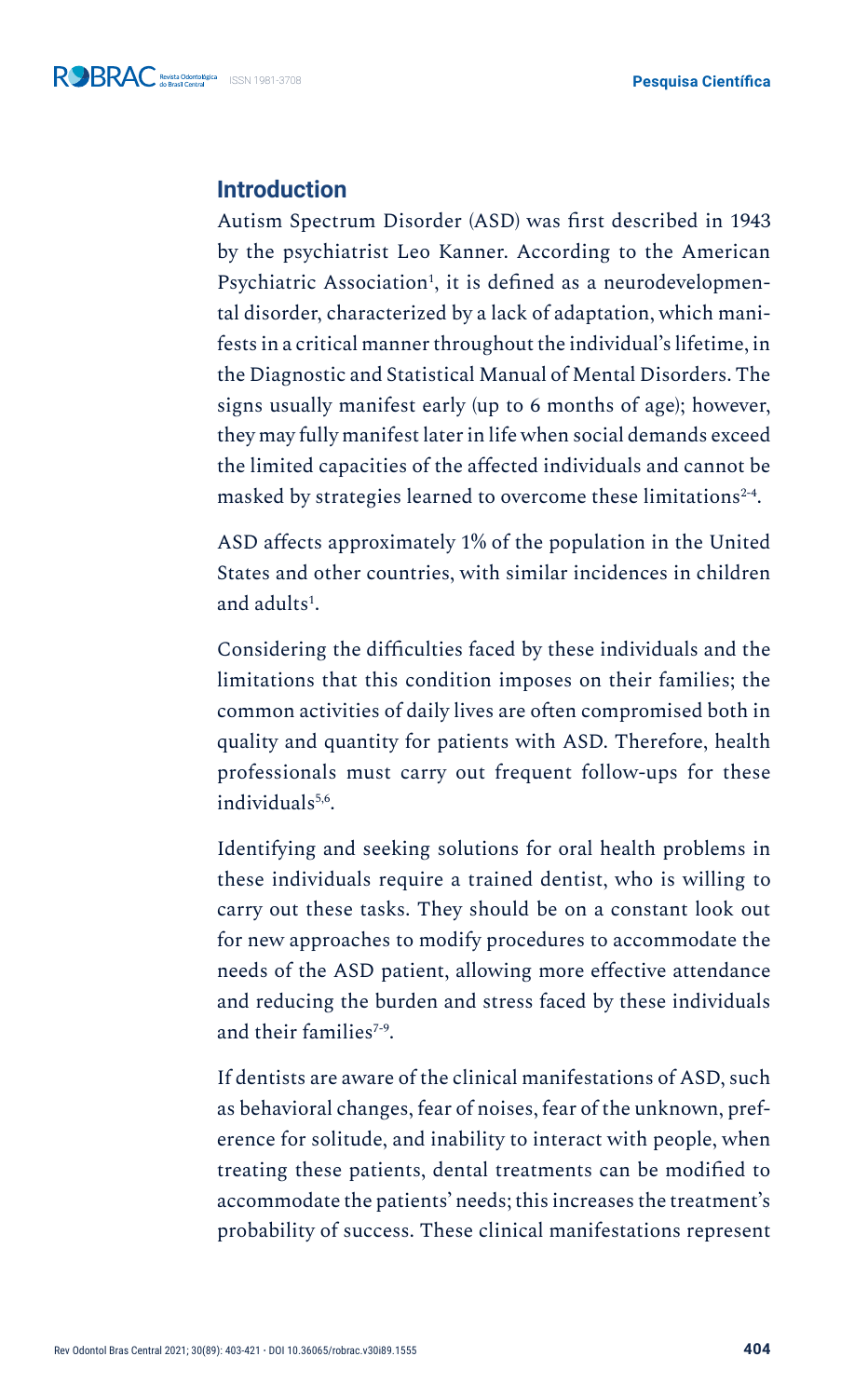## Introduction

Autism Spectrum Disorder (ASD) was first described in 1943 by the psychiatrist Leo Kanner. According to the American Psychiatric Association[1], it is defined as a neurodevelopmental disorder, characterized by a lack of adaptation, which manifests in a critical manner throughout the individual's lifetime, in the Diagnostic and Statistical Manual of Mental Disorders. The signs usually manifest early (up to 6 months of age); however, they may fully manifest later in life when social demands exceed the limited capacities of the affected individuals and cannot be masked by strategies learned to overcome these limitations[2-4].

ASD affects approximately 1% of the population in the United States and other countries, with similar incidences in children and adults[1].

Considering the difficulties faced by these individuals and the limitations that this condition imposes on their families; the common activities of daily lives are often compromised both in quality and quantity for patients with ASD. Therefore, health professionals must carry out frequent follow-ups for these individuals[5,6].

Identifying and seeking solutions for oral health problems in these individuals require a trained dentist, who is willing to carry out these tasks. They should be on a constant look out for new approaches to modify procedures to accommodate the needs of the ASD patient, allowing more effective attendance and reducing the burden and stress faced by these individuals and their families[7-9].

If dentists are aware of the clinical manifestations of ASD, such as behavioral changes, fear of noises, fear of the unknown, preference for solitude, and inability to interact with people, when treating these patients, dental treatments can be modified to accommodate the patients' needs; this increases the treatment's probability of success. These clinical manifestations represent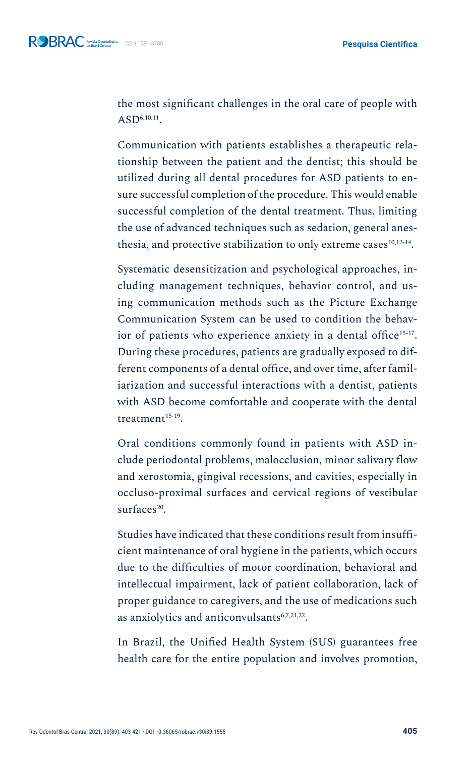the most significant challenges in the oral care of people with ASD[6,10,11].

Communication with patients establishes a therapeutic relationship between the patient and the dentist; this should be utilized during all dental procedures for ASD patients to ensure successful completion of the procedure. This would enable successful completion of the dental treatment. Thus, limiting the use of advanced techniques such as sedation, general anesthesia, and protective stabilization to only extreme cases[10,12-14].

Systematic desensitization and psychological approaches, including management techniques, behavior control, and using communication methods such as the Picture Exchange Communication System can be used to condition the behavior of patients who experience anxiety in a dental office[15-17]. During these procedures, patients are gradually exposed to different components of a dental office, and over time, after familiarization and successful interactions with a dentist, patients with ASD become comfortable and cooperate with the dental treatment[15-19].

Oral conditions commonly found in patients with ASD include periodontal problems, malocclusion, minor salivary flow and xerostomia, gingival recessions, and cavities, especially in occluso-proximal surfaces and cervical regions of vestibular surfaces[20].

Studies have indicated that these conditions result from insufficient maintenance of oral hygiene in the patients, which occurs due to the difficulties of motor coordination, behavioral and intellectual impairment, lack of patient collaboration, lack of proper guidance to caregivers, and the use of medications such as anxiolytics and anticonvulsants[6,7,21,22].

In Brazil, the Unified Health System (SUS) guarantees free health care for the entire population and involves promotion,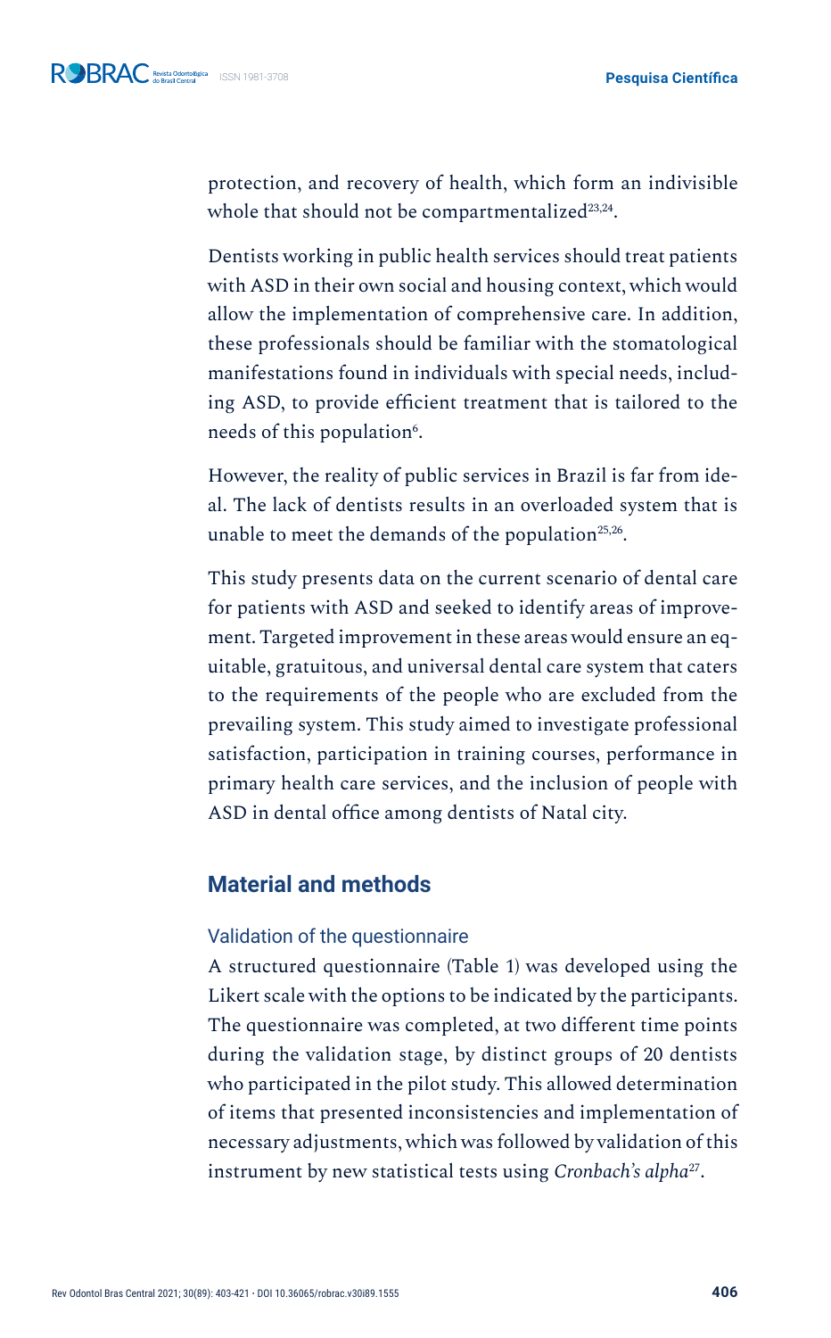protection, and recovery of health, which form an indivisible whole that should not be compartmentalized[23,24].

Dentists working in public health services should treat patients with ASD in their own social and housing context, which would allow the implementation of comprehensive care. In addition, these professionals should be familiar with the stomatological manifestations found in individuals with special needs, including ASD, to provide efficient treatment that is tailored to the needs of this population[6].

However, the reality of public services in Brazil is far from ideal. The lack of dentists results in an overloaded system that is unable to meet the demands of the population[25,26].

This study presents data on the current scenario of dental care for patients with ASD and seeked to identify areas of improvement. Targeted improvement in these areas would ensure an equitable, gratuitous, and universal dental care system that caters to the requirements of the people who are excluded from the prevailing system. This study aimed to investigate professional satisfaction, participation in training courses, performance in primary health care services, and the inclusion of people with ASD in dental office among dentists of Natal city.

## Material and methods

### Validation of the questionnaire

A structured questionnaire (Table 1) was developed using the Likert scale with the options to be indicated by the participants. The questionnaire was completed, at two different time points during the validation stage, by distinct groups of 20 dentists who participated in the pilot study. This allowed determination of items that presented inconsistencies and implementation of necessary adjustments, which was followed by validation of this instrument by new statistical tests using *Cronbach's alpha*[27].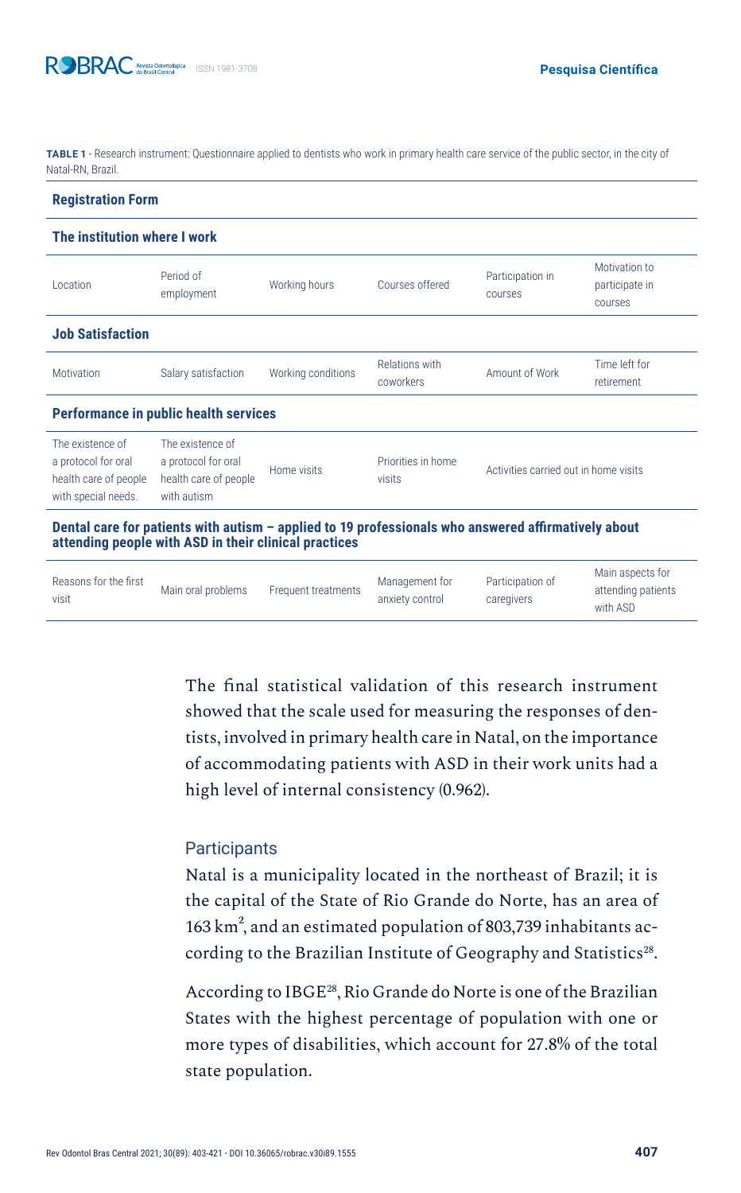**TABLE 1** - Research instrument: Questionnaire applied to dentists who work in primary health care service of the public sector, in the city of Natal-RN, Brazil.

| | | | | | |
|---|---|---|---|---|---|
| **Registration Form** | | | | | |
| **The institution where I work** | | | | | |
| Location | Period of employment | Working hours | Courses offered | Participation in courses | Motivation to participate in courses |
| **Job Satisfaction** | | | | | |
| Motivation | Salary satisfaction | Working conditions | Relations with coworkers | Amount of Work | Time left for retirement |
| **Performance in public health services** | | | | | |
| The existence of a protocol for oral health care of people with special needs. | The existence of a protocol for oral health care of people with autism | Home visits | Priorities in home visits | Activities carried out in home visits | |
| **Dental care for patients with autism – applied to 19 professionals who answered affirmatively about attending people with ASD in their clinical practices** | | | | | |
| Reasons for the first visit | Main oral problems | Frequent treatments | Management for anxiety control | Participation of caregivers | Main aspects for attending patients with ASD |

The final statistical validation of this research instrument showed that the scale used for measuring the responses of dentists, involved in primary health care in Natal, on the importance of accommodating patients with ASD in their work units had a high level of internal consistency (0.962).

## Participants

Natal is a municipality located in the northeast of Brazil; it is the capital of the State of Rio Grande do Norte, has an area of 163 $km^2$, and an estimated population of 803,739 inhabitants according to the Brazilian Institute of Geography and Statistics[28].

According to IBGE[28], Rio Grande do Norte is one of the Brazilian States with the highest percentage of population with one or more types of disabilities, which account for 27.8% of the total state population.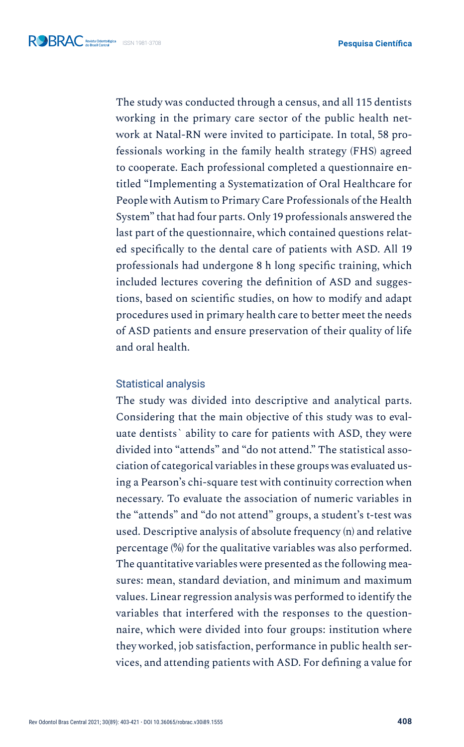The study was conducted through a census, and all 115 dentists working in the primary care sector of the public health network at Natal-RN were invited to participate. In total, 58 professionals working in the family health strategy (FHS) agreed to cooperate. Each professional completed a questionnaire entitled "Implementing a Systematization of Oral Healthcare for People with Autism to Primary Care Professionals of the Health System" that had four parts. Only 19 professionals answered the last part of the questionnaire, which contained questions related specifically to the dental care of patients with ASD. All 19 professionals had undergone 8 h long specific training, which included lectures covering the definition of ASD and suggestions, based on scientific studies, on how to modify and adapt procedures used in primary health care to better meet the needs of ASD patients and ensure preservation of their quality of life and oral health.

### Statistical analysis

The study was divided into descriptive and analytical parts. Considering that the main objective of this study was to evaluate dentists` ability to care for patients with ASD, they were divided into "attends" and "do not attend." The statistical association of categorical variables in these groups was evaluated using a Pearson's chi-square test with continuity correction when necessary. To evaluate the association of numeric variables in the "attends" and "do not attend" groups, a student's t-test was used. Descriptive analysis of absolute frequency (n) and relative percentage (%) for the qualitative variables was also performed. The quantitative variables were presented as the following measures: mean, standard deviation, and minimum and maximum values. Linear regression analysis was performed to identify the variables that interfered with the responses to the questionnaire, which were divided into four groups: institution where they worked, job satisfaction, performance in public health services, and attending patients with ASD. For defining a value for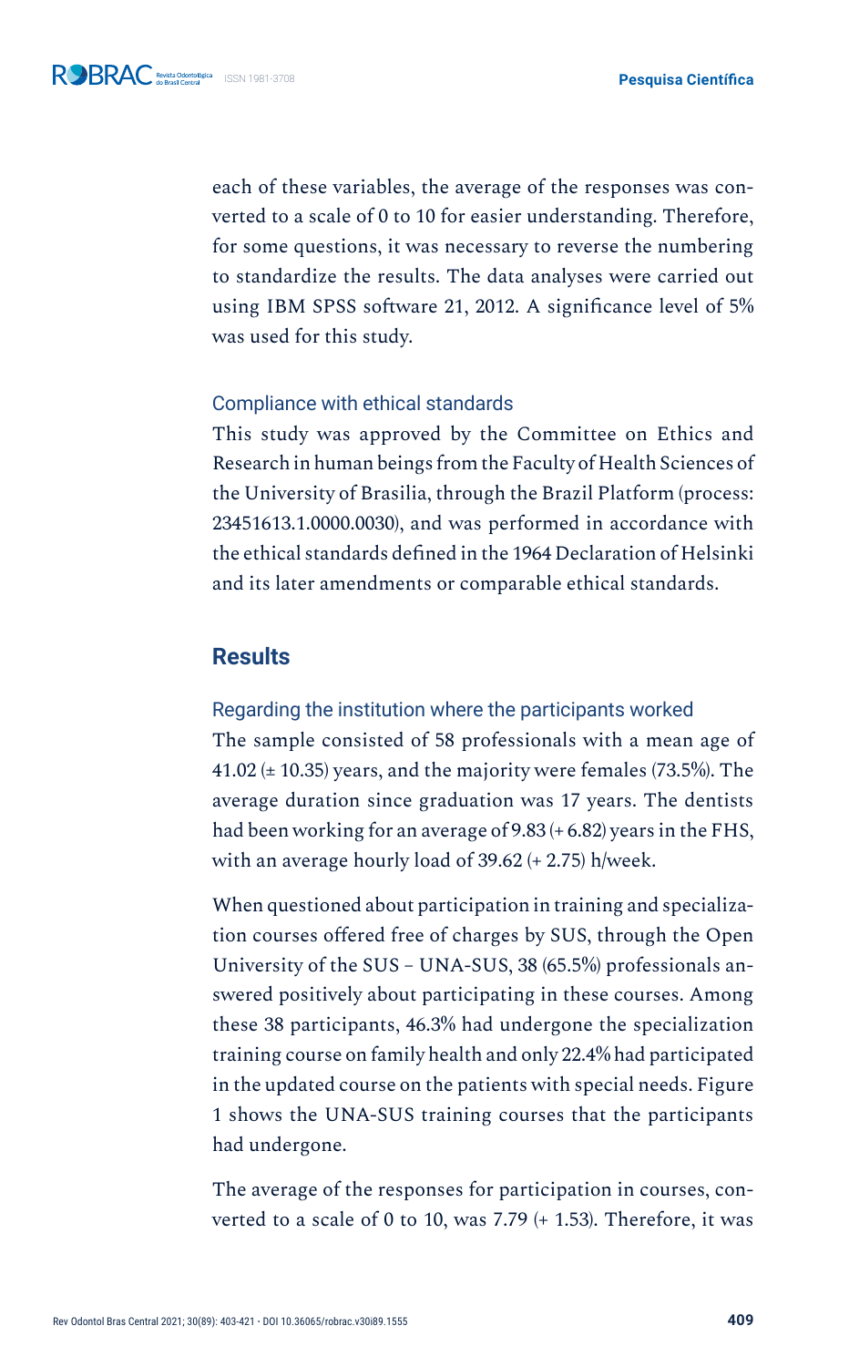each of these variables, the average of the responses was converted to a scale of 0 to 10 for easier understanding. Therefore, for some questions, it was necessary to reverse the numbering to standardize the results. The data analyses were carried out using IBM SPSS software 21, 2012. A significance level of 5% was used for this study.

### Compliance with ethical standards

This study was approved by the Committee on Ethics and Research in human beings from the Faculty of Health Sciences of the University of Brasilia, through the Brazil Platform (process: 23451613.1.0000.0030), and was performed in accordance with the ethical standards defined in the 1964 Declaration of Helsinki and its later amendments or comparable ethical standards.

## Results

### Regarding the institution where the participants worked

The sample consisted of 58 professionals with a mean age of 41.02 (± 10.35) years, and the majority were females (73.5%). The average duration since graduation was 17 years. The dentists had been working for an average of 9.83 (+ 6.82) years in the FHS, with an average hourly load of 39.62 (+ 2.75) h/week.

When questioned about participation in training and specialization courses offered free of charges by SUS, through the Open University of the SUS – UNA-SUS, 38 (65.5%) professionals answered positively about participating in these courses. Among these 38 participants, 46.3% had undergone the specialization training course on family health and only 22.4% had participated in the updated course on the patients with special needs. Figure 1 shows the UNA-SUS training courses that the participants had undergone.

The average of the responses for participation in courses, converted to a scale of 0 to 10, was 7.79 (+ 1.53). Therefore, it was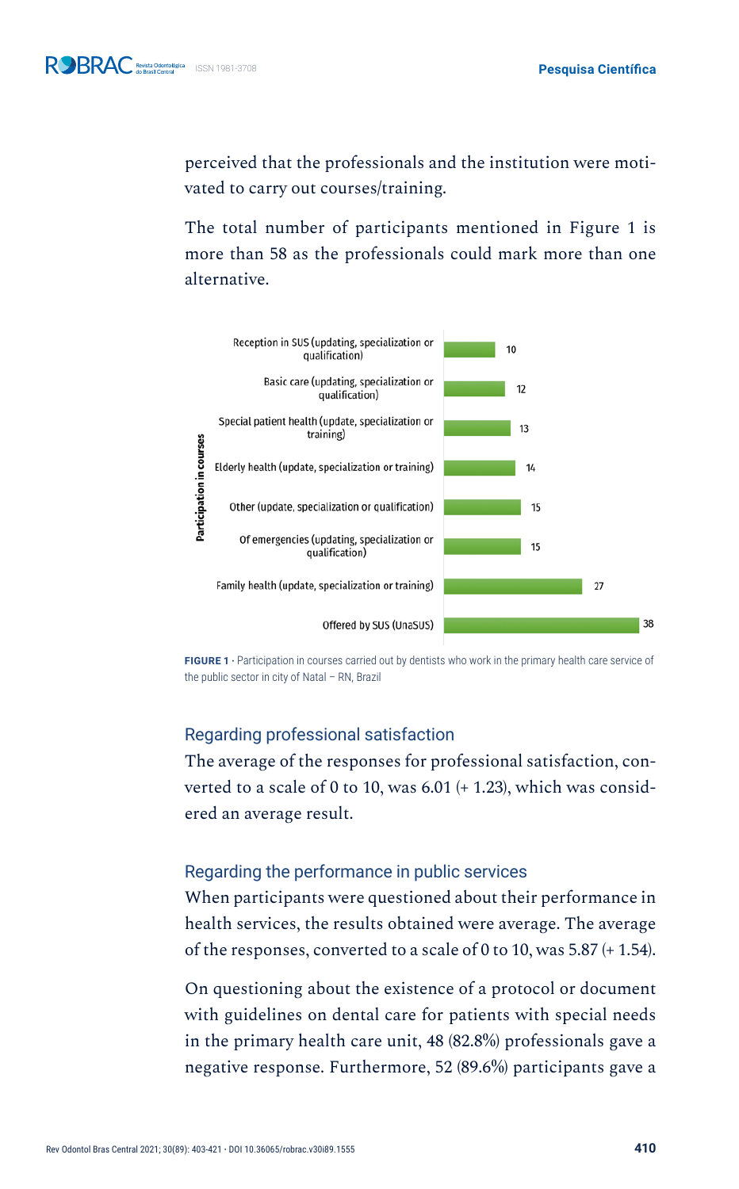perceived that the professionals and the institution were motivated to carry out courses/training.

The total number of participants mentioned in Figure 1 is more than 58 as the professionals could mark more than one alternative.

Participation in courses

Reception in SUS (updating, specialization or qualification) 10

Basic care (updating, specialization or qualification) 12

Special patient health (update, specialization or training) 13

Elderly health (update, specialization or training) 14

Other (update, specialization or qualification) 15

Of emergencies (updating, specialization or qualification) 15

Family health (update, specialization or training) 27

Offered by SUS (UnaSUS) 38

**FIGURE 1** · Participation in courses carried out by dentists who work in the primary health care service of the public sector in city of Natal – RN, Brazil

### Regarding professional satisfaction

The average of the responses for professional satisfaction, converted to a scale of 0 to 10, was 6.01 (+ 1.23), which was considered an average result.

### Regarding the performance in public services

When participants were questioned about their performance in health services, the results obtained were average. The average of the responses, converted to a scale of 0 to 10, was 5.87 (+ 1.54).

On questioning about the existence of a protocol or document with guidelines on dental care for patients with special needs in the primary health care unit, 48 (82.8%) professionals gave a negative response. Furthermore, 52 (89.6%) participants gave a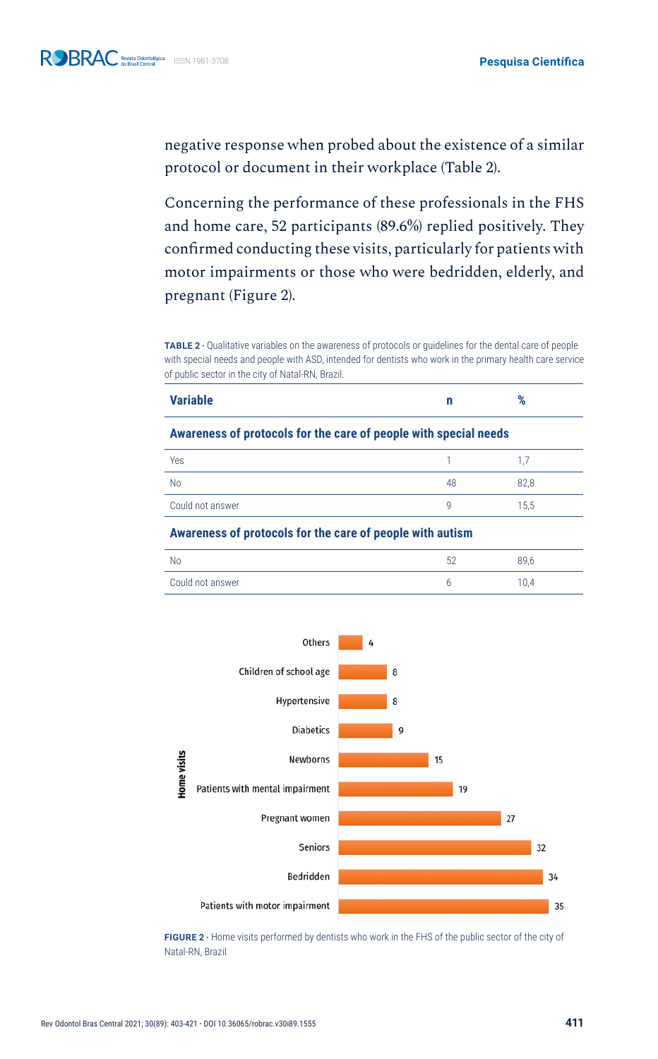negative response when probed about the existence of a similar protocol or document in their workplace (Table 2).

Concerning the performance of these professionals in the FHS and home care, 52 participants (89.6%) replied positively. They confirmed conducting these visits, particularly for patients with motor impairments or those who were bedridden, elderly, and pregnant (Figure 2).

**TABLE 2** · Qualitative variables on the awareness of protocols or guidelines for the dental care of people with special needs and people with ASD, intended for dentists who work in the primary health care service of public sector in the city of Natal-RN, Brazil.

| Variable | n | % |
|---|---|---|
| **Awareness of protocols for the care of people with special needs** | | |
| Yes | 1 | 1,7 |
| No | 48 | 82,8 |
| Could not answer | 9 | 15,5 |
| **Awareness of protocols for the care of people with autism** | | |
| No | 52 | 89,6 |
| Could not answer | 6 | 10,4 |

Home visits

Others 4
Children of school age 8
Hypertensive 8
Diabetics 9
Newborns 15
Patients with mental impairment 19
Pregnant women 27
Seniors 32
Bedridden 34
Patients with motor impairment 35

**FIGURE 2** · Home visits performed by dentists who work in the FHS of the public sector of the city of Natal-RN, Brazil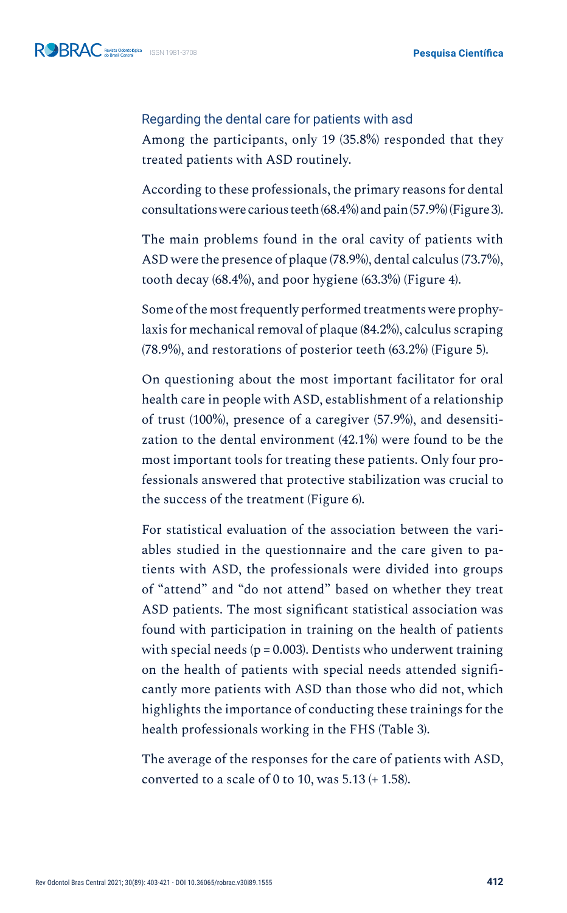### Regarding the dental care for patients with asd

Among the participants, only 19 (35.8%) responded that they treated patients with ASD routinely.

According to these professionals, the primary reasons for dental consultations were carious teeth (68.4%) and pain (57.9%) (Figure 3).

The main problems found in the oral cavity of patients with ASD were the presence of plaque (78.9%), dental calculus (73.7%), tooth decay (68.4%), and poor hygiene (63.3%) (Figure 4).

Some of the most frequently performed treatments were prophylaxis for mechanical removal of plaque (84.2%), calculus scraping (78.9%), and restorations of posterior teeth (63.2%) (Figure 5).

On questioning about the most important facilitator for oral health care in people with ASD, establishment of a relationship of trust (100%), presence of a caregiver (57.9%), and desensitization to the dental environment (42.1%) were found to be the most important tools for treating these patients. Only four professionals answered that protective stabilization was crucial to the success of the treatment (Figure 6).

For statistical evaluation of the association between the variables studied in the questionnaire and the care given to patients with ASD, the professionals were divided into groups of "attend" and "do not attend" based on whether they treat ASD patients. The most significant statistical association was found with participation in training on the health of patients with special needs ($p = 0.003$). Dentists who underwent training on the health of patients with special needs attended significantly more patients with ASD than those who did not, which highlights the importance of conducting these trainings for the health professionals working in the FHS (Table 3).

The average of the responses for the care of patients with ASD, converted to a scale of 0 to 10, was 5.13 (+ 1.58).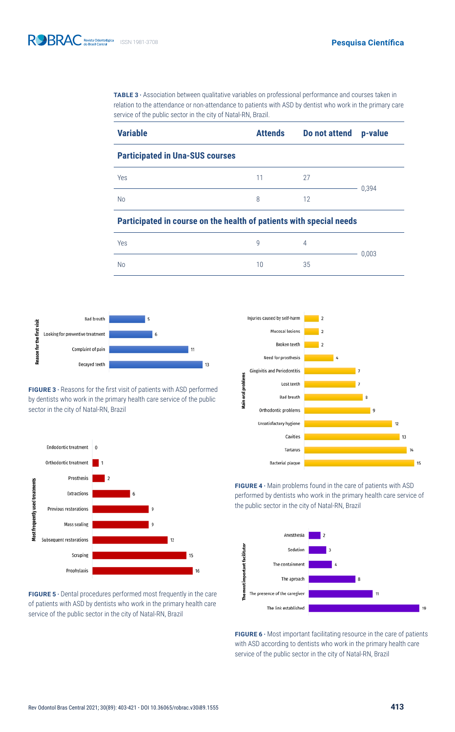**TABLE 3** · Association between qualitative variables on professional performance and courses taken in relation to the attendance or non-attendance to patients with ASD by dentist who work in the primary care service of the public sector in the city of Natal-RN, Brazil.

| Variable | Attends | Do not attend | p-value |
|---|---|---|---|
| **Participated in Una-SUS courses** | | | |
| Yes | 11 | 27 | 0,394 |
| No | 8 | 12 | |
| **Participated in course on the health of patients with special needs** | | | |
| Yes | 9 | 4 | 0,003 |
| No | 10 | 35 | |

| Reason for the first visit | |
|---|---|
| Bad breath | 5 |
| Looking for preventive treatment | 6 |
| Complaint of pain | 11 |
| Decayed teeth | 13 |

**FIGURE 3** · Reasons for the first visit of patients with ASD performed by dentists who work in the primary health care service of the public sector in the city of Natal-RN, Brazil

| Main oral problems | |
|---|---|
| Injuries caused by self-harm | 2 |
| Mucosal lesions | 2 |
| Broken teeth | 2 |
| Need for prosthesis | 4 |
| Gingivitis and Periodontitis | 7 |
| Lost teeth | 7 |
| Bad breath | 8 |
| Orthodontic problems | 9 |
| Unsatisfactory hygiene | 12 |
| Cavities | 13 |
| Tartarus | 14 |
| Bacterial plaque | 15 |

**FIGURE 4** · Main problems found in the care of patients with ASD performed by dentists who work in the primary health care service of the public sector in the city of Natal-RN, Brazil

| Most frequently used treatments | |
|---|---|
| Endodontic treatment | 0 |
| Orthodontic treatment | 1 |
| Prosthesis | 2 |
| Extractions | 6 |
| Previous restorations | 9 |
| Mass sealing | 9 |
| Subsequent restorations | 12 |
| Scraping | 15 |
| Prophylaxis | 16 |

**FIGURE 5** · Dental procedures performed most frequently in the care of patients with ASD by dentists who work in the primary health care service of the public sector in the city of Natal-RN, Brazil

| The most important facilitator | |
|---|---|
| Anesthesia | 2 |
| Sedation | 3 |
| The containment | 4 |
| The aproach | 8 |
| The presence of the caregiver | 11 |
| The link established | 19 |

**FIGURE 6** · Most important facilitating resource in the care of patients with ASD according to dentists who work in the primary health care service of the public sector in the city of Natal-RN, Brazil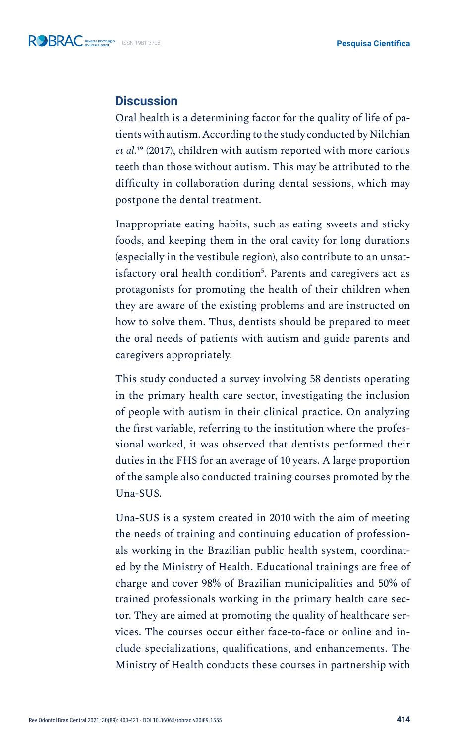## Discussion

Oral health is a determining factor for the quality of life of patients with autism. According to the study conducted by Nilchian *et al.*[19] (2017), children with autism reported with more carious teeth than those without autism. This may be attributed to the difficulty in collaboration during dental sessions, which may postpone the dental treatment.

Inappropriate eating habits, such as eating sweets and sticky foods, and keeping them in the oral cavity for long durations (especially in the vestibule region), also contribute to an unsatisfactory oral health condition[5]. Parents and caregivers act as protagonists for promoting the health of their children when they are aware of the existing problems and are instructed on how to solve them. Thus, dentists should be prepared to meet the oral needs of patients with autism and guide parents and caregivers appropriately.

This study conducted a survey involving 58 dentists operating in the primary health care sector, investigating the inclusion of people with autism in their clinical practice. On analyzing the first variable, referring to the institution where the professional worked, it was observed that dentists performed their duties in the FHS for an average of 10 years. A large proportion of the sample also conducted training courses promoted by the Una-SUS.

Una-SUS is a system created in 2010 with the aim of meeting the needs of training and continuing education of professionals working in the Brazilian public health system, coordinated by the Ministry of Health. Educational trainings are free of charge and cover 98% of Brazilian municipalities and 50% of trained professionals working in the primary health care sector. They are aimed at promoting the quality of healthcare services. The courses occur either face-to-face or online and include specializations, qualifications, and enhancements. The Ministry of Health conducts these courses in partnership with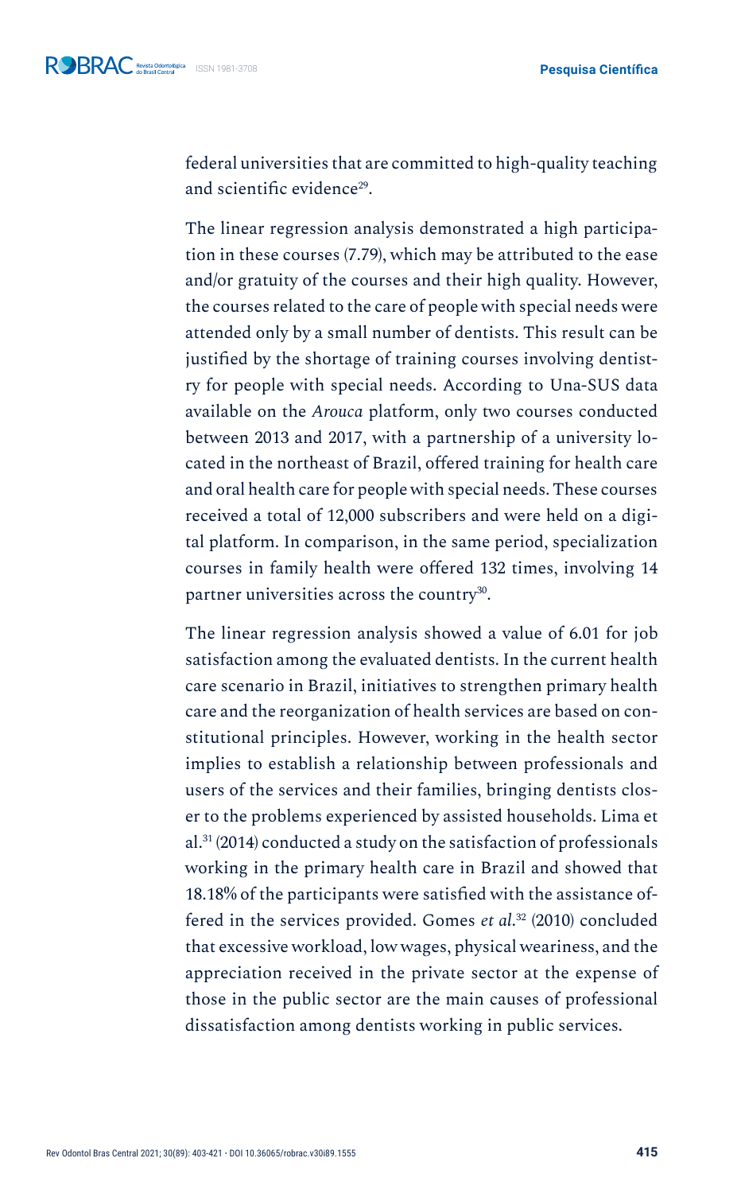federal universities that are committed to high-quality teaching and scientific evidence[29].

The linear regression analysis demonstrated a high participation in these courses (7.79), which may be attributed to the ease and/or gratuity of the courses and their high quality. However, the courses related to the care of people with special needs were attended only by a small number of dentists. This result can be justified by the shortage of training courses involving dentistry for people with special needs. According to Una-SUS data available on the *Arouca* platform, only two courses conducted between 2013 and 2017, with a partnership of a university located in the northeast of Brazil, offered training for health care and oral health care for people with special needs. These courses received a total of 12,000 subscribers and were held on a digital platform. In comparison, in the same period, specialization courses in family health were offered 132 times, involving 14 partner universities across the country[30].

The linear regression analysis showed a value of 6.01 for job satisfaction among the evaluated dentists. In the current health care scenario in Brazil, initiatives to strengthen primary health care and the reorganization of health services are based on constitutional principles. However, working in the health sector implies to establish a relationship between professionals and users of the services and their families, bringing dentists closer to the problems experienced by assisted households. Lima et al.[31] (2014) conducted a study on the satisfaction of professionals working in the primary health care in Brazil and showed that 18.18% of the participants were satisfied with the assistance offered in the services provided. Gomes *et al*.[32] (2010) concluded that excessive workload, low wages, physical weariness, and the appreciation received in the private sector at the expense of those in the public sector are the main causes of professional dissatisfaction among dentists working in public services.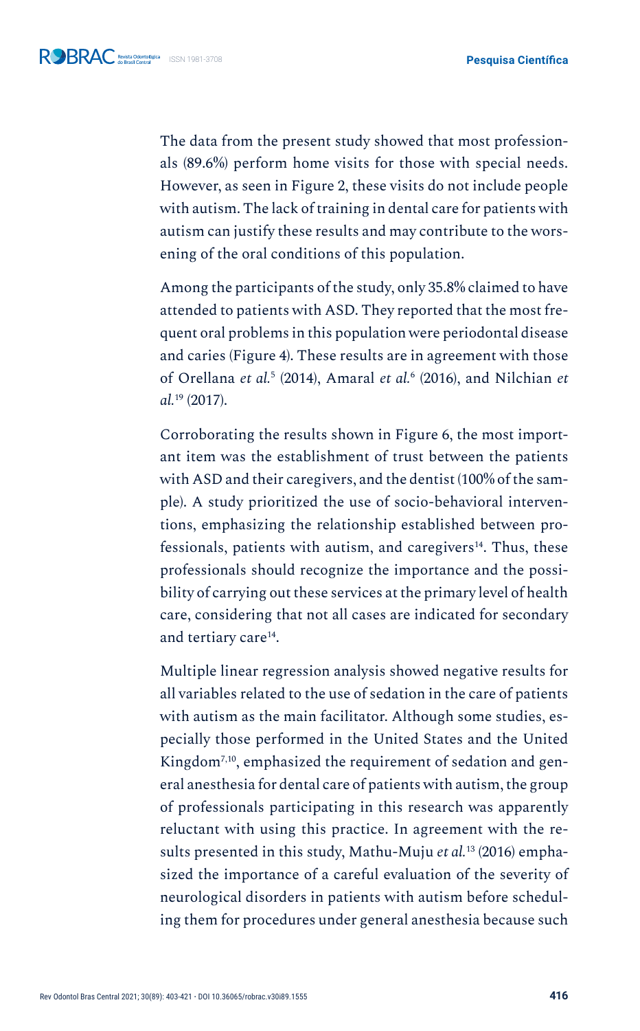The data from the present study showed that most professionals (89.6%) perform home visits for those with special needs. However, as seen in Figure 2, these visits do not include people with autism. The lack of training in dental care for patients with autism can justify these results and may contribute to the worsening of the oral conditions of this population.

Among the participants of the study, only 35.8% claimed to have attended to patients with ASD. They reported that the most frequent oral problems in this population were periodontal disease and caries (Figure 4). These results are in agreement with those of Orellana *et al.*[5] (2014), Amaral *et al.*[6] (2016), and Nilchian *et al.*[19] (2017).

Corroborating the results shown in Figure 6, the most important item was the establishment of trust between the patients with ASD and their caregivers, and the dentist (100% of the sample). A study prioritized the use of socio-behavioral interventions, emphasizing the relationship established between professionals, patients with autism, and caregivers[14]. Thus, these professionals should recognize the importance and the possibility of carrying out these services at the primary level of health care, considering that not all cases are indicated for secondary and tertiary care[14].

Multiple linear regression analysis showed negative results for all variables related to the use of sedation in the care of patients with autism as the main facilitator. Although some studies, especially those performed in the United States and the United Kingdom[7,10], emphasized the requirement of sedation and general anesthesia for dental care of patients with autism, the group of professionals participating in this research was apparently reluctant with using this practice. In agreement with the results presented in this study, Mathu-Muju *et al.*[13] (2016) emphasized the importance of a careful evaluation of the severity of neurological disorders in patients with autism before scheduling them for procedures under general anesthesia because such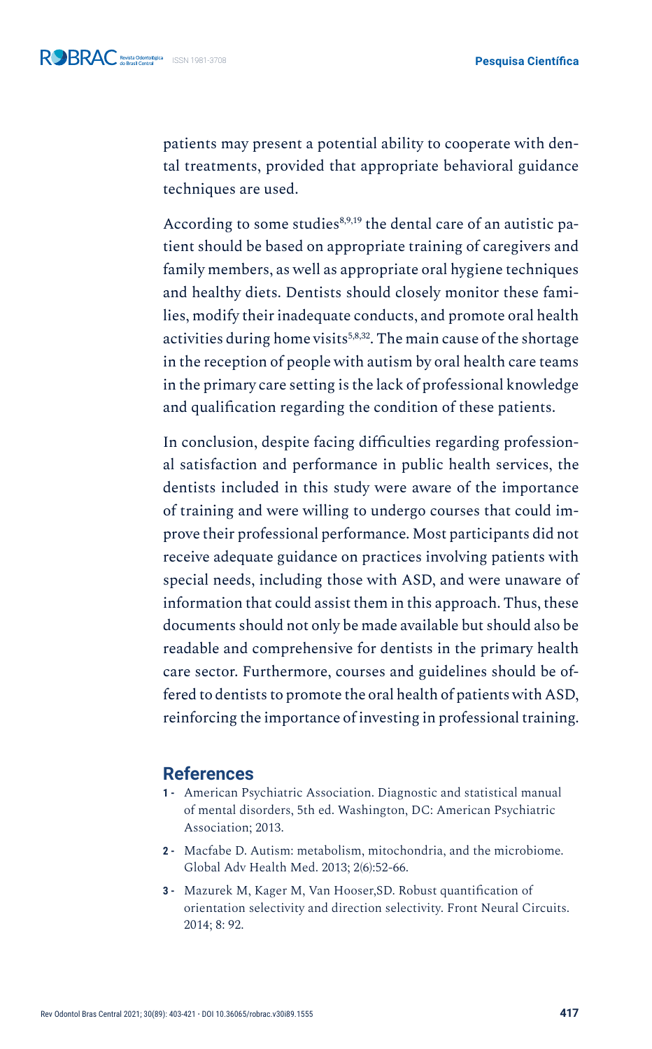patients may present a potential ability to cooperate with dental treatments, provided that appropriate behavioral guidance techniques are used.

According to some studies[8,9,19] the dental care of an autistic patient should be based on appropriate training of caregivers and family members, as well as appropriate oral hygiene techniques and healthy diets. Dentists should closely monitor these families, modify their inadequate conducts, and promote oral health activities during home visits[5,8,32]. The main cause of the shortage in the reception of people with autism by oral health care teams in the primary care setting is the lack of professional knowledge and qualification regarding the condition of these patients.

In conclusion, despite facing difficulties regarding professional satisfaction and performance in public health services, the dentists included in this study were aware of the importance of training and were willing to undergo courses that could improve their professional performance. Most participants did not receive adequate guidance on practices involving patients with special needs, including those with ASD, and were unaware of information that could assist them in this approach. Thus, these documents should not only be made available but should also be readable and comprehensive for dentists in the primary health care sector. Furthermore, courses and guidelines should be offered to dentists to promote the oral health of patients with ASD, reinforcing the importance of investing in professional training.

## References

1 - American Psychiatric Association. Diagnostic and statistical manual of mental disorders, 5th ed. Washington, DC: American Psychiatric Association; 2013.

2 - Macfabe D. Autism: metabolism, mitochondria, and the microbiome. Global Adv Health Med. 2013; 2(6):52-66.

3 - Mazurek M, Kager M, Van Hooser,SD. Robust quantification of orientation selectivity and direction selectivity. Front Neural Circuits. 2014; 8: 92.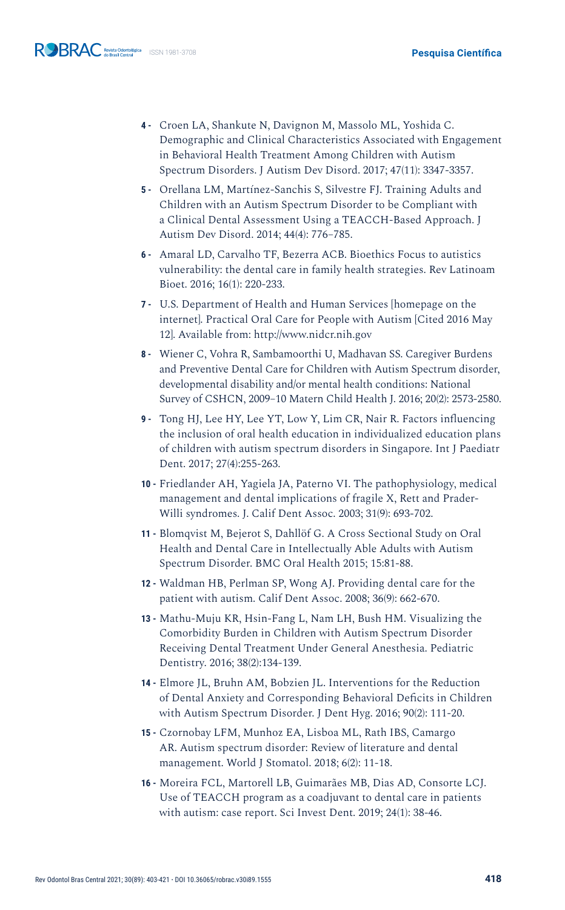4 - Croen LA, Shankute N, Davignon M, Massolo ML, Yoshida C. Demographic and Clinical Characteristics Associated with Engagement in Behavioral Health Treatment Among Children with Autism Spectrum Disorders. J Autism Dev Disord. 2017; 47(11): 3347-3357.

5 - Orellana LM, Martínez-Sanchis S, Silvestre FJ. Training Adults and Children with an Autism Spectrum Disorder to be Compliant with a Clinical Dental Assessment Using a TEACCH-Based Approach. J Autism Dev Disord. 2014; 44(4): 776–785.

6 - Amaral LD, Carvalho TF, Bezerra ACB. Bioethics Focus to autistics vulnerability: the dental care in family health strategies. Rev Latinoam Bioet. 2016; 16(1): 220-233.

7 - U.S. Department of Health and Human Services [homepage on the internet]. Practical Oral Care for People with Autism [Cited 2016 May 12]. Available from: http://www.nidcr.nih.gov

8 - Wiener C, Vohra R, Sambamoorthi U, Madhavan SS. Caregiver Burdens and Preventive Dental Care for Children with Autism Spectrum disorder, developmental disability and/or mental health conditions: National Survey of CSHCN, 2009–10 Matern Child Health J. 2016; 20(2): 2573-2580.

9 - Tong HJ, Lee HY, Lee YT, Low Y, Lim CR, Nair R. Factors influencing the inclusion of oral health education in individualized education plans of children with autism spectrum disorders in Singapore. Int J Paediatr Dent. 2017; 27(4):255-263.

10 - Friedlander AH, Yagiela JA, Paterno VI. The pathophysiology, medical management and dental implications of fragile X, Rett and Prader-Willi syndromes. J. Calif Dent Assoc. 2003; 31(9): 693-702.

11 - Blomqvist M, Bejerot S, Dahllöf G. A Cross Sectional Study on Oral Health and Dental Care in Intellectually Able Adults with Autism Spectrum Disorder. BMC Oral Health 2015; 15:81-88.

12 - Waldman HB, Perlman SP, Wong AJ. Providing dental care for the patient with autism. Calif Dent Assoc. 2008; 36(9): 662-670.

13 - Mathu-Muju KR, Hsin-Fang L, Nam LH, Bush HM. Visualizing the Comorbidity Burden in Children with Autism Spectrum Disorder Receiving Dental Treatment Under General Anesthesia. Pediatric Dentistry. 2016; 38(2):134-139.

14 - Elmore JL, Bruhn AM, Bobzien JL. Interventions for the Reduction of Dental Anxiety and Corresponding Behavioral Deficits in Children with Autism Spectrum Disorder. J Dent Hyg. 2016; 90(2): 111-20.

15 - Czornobay LFM, Munhoz EA, Lisboa ML, Rath IBS, Camargo AR. Autism spectrum disorder: Review of literature and dental management. World J Stomatol. 2018; 6(2): 11-18.

16 - Moreira FCL, Martorell LB, Guimarães MB, Dias AD, Consorte LCJ. Use of TEACCH program as a coadjuvant to dental care in patients with autism: case report. Sci Invest Dent. 2019; 24(1): 38-46.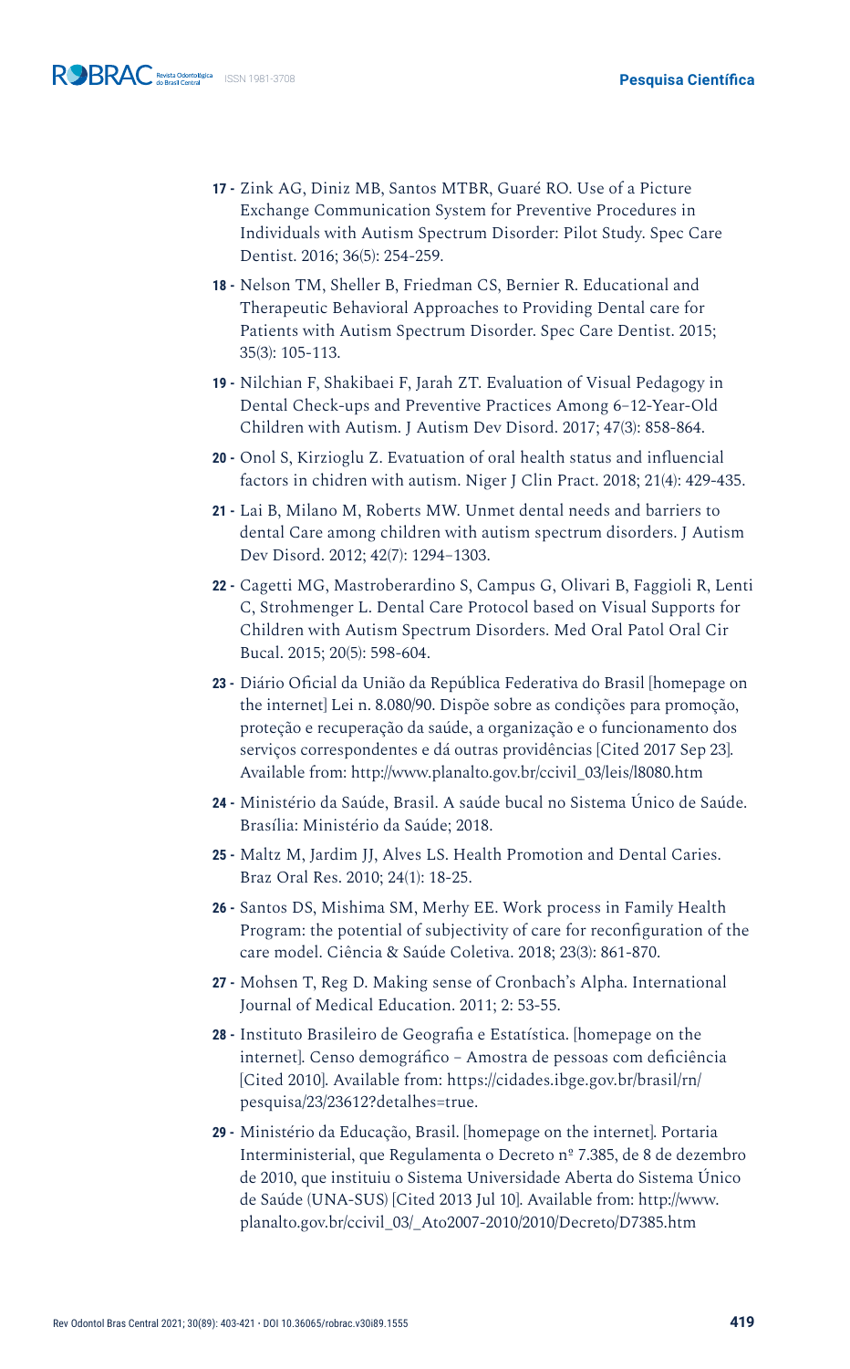17 - Zink AG, Diniz MB, Santos MTBR, Guaré RO. Use of a Picture Exchange Communication System for Preventive Procedures in Individuals with Autism Spectrum Disorder: Pilot Study. Spec Care Dentist. 2016; 36(5): 254-259.

18 - Nelson TM, Sheller B, Friedman CS, Bernier R. Educational and Therapeutic Behavioral Approaches to Providing Dental care for Patients with Autism Spectrum Disorder. Spec Care Dentist. 2015; 35(3): 105-113.

19 - Nilchian F, Shakibaei F, Jarah ZT. Evaluation of Visual Pedagogy in Dental Check-ups and Preventive Practices Among 6–12-Year-Old Children with Autism. J Autism Dev Disord. 2017; 47(3): 858-864.

20 - Onol S, Kirzioglu Z. Evatuation of oral health status and influencial factors in chidren with autism. Niger J Clin Pract. 2018; 21(4): 429-435.

21 - Lai B, Milano M, Roberts MW. Unmet dental needs and barriers to dental Care among children with autism spectrum disorders. J Autism Dev Disord. 2012; 42(7): 1294–1303.

22 - Cagetti MG, Mastroberardino S, Campus G, Olivari B, Faggioli R, Lenti C, Strohmenger L. Dental Care Protocol based on Visual Supports for Children with Autism Spectrum Disorders. Med Oral Patol Oral Cir Bucal. 2015; 20(5): 598-604.

23 - Diário Oficial da União da República Federativa do Brasil [homepage on the internet] Lei n. 8.080/90. Dispõe sobre as condições para promoção, proteção e recuperação da saúde, a organização e o funcionamento dos serviços correspondentes e dá outras providências [Cited 2017 Sep 23]. Available from: http://www.planalto.gov.br/ccivil_03/leis/l8080.htm

24 - Ministério da Saúde, Brasil. A saúde bucal no Sistema Único de Saúde. Brasília: Ministério da Saúde; 2018.

25 - Maltz M, Jardim JJ, Alves LS. Health Promotion and Dental Caries. Braz Oral Res. 2010; 24(1): 18-25.

26 - Santos DS, Mishima SM, Merhy EE. Work process in Family Health Program: the potential of subjectivity of care for reconfiguration of the care model. Ciência & Saúde Coletiva. 2018; 23(3): 861-870.

27 - Mohsen T, Reg D. Making sense of Cronbach's Alpha. International Journal of Medical Education. 2011; 2: 53-55.

28 - Instituto Brasileiro de Geografia e Estatística. [homepage on the internet]. Censo demográfico – Amostra de pessoas com deficiência [Cited 2010]. Available from: https://cidades.ibge.gov.br/brasil/rn/pesquisa/23/23612?detalhes=true.

29 - Ministério da Educação, Brasil. [homepage on the internet]. Portaria Interministerial, que Regulamenta o Decreto nº 7.385, de 8 de dezembro de 2010, que instituiu o Sistema Universidade Aberta do Sistema Único de Saúde (UNA-SUS) [Cited 2013 Jul 10]. Available from: http://www.planalto.gov.br/ccivil_03/_Ato2007-2010/2010/Decreto/D7385.htm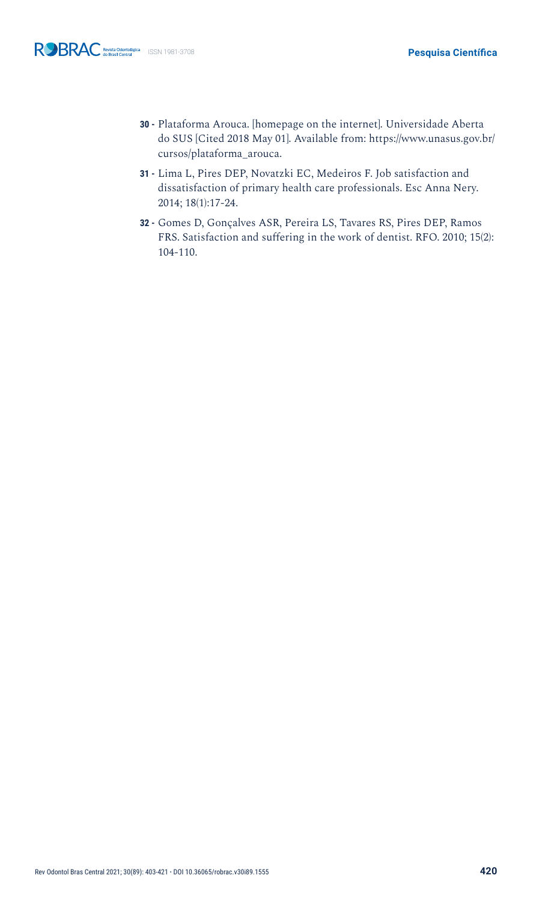30 - Plataforma Arouca. [homepage on the internet]. Universidade Aberta do SUS [Cited 2018 May 01]. Available from: https://www.unasus.gov.br/cursos/plataforma_arouca.

31 - Lima L, Pires DEP, Novatzki EC, Medeiros F. Job satisfaction and dissatisfaction of primary health care professionals. Esc Anna Nery. 2014; 18(1):17-24.

32 - Gomes D, Gonçalves ASR, Pereira LS, Tavares RS, Pires DEP, Ramos FRS. Satisfaction and suffering in the work of dentist. RFO. 2010; 15(2): 104-110.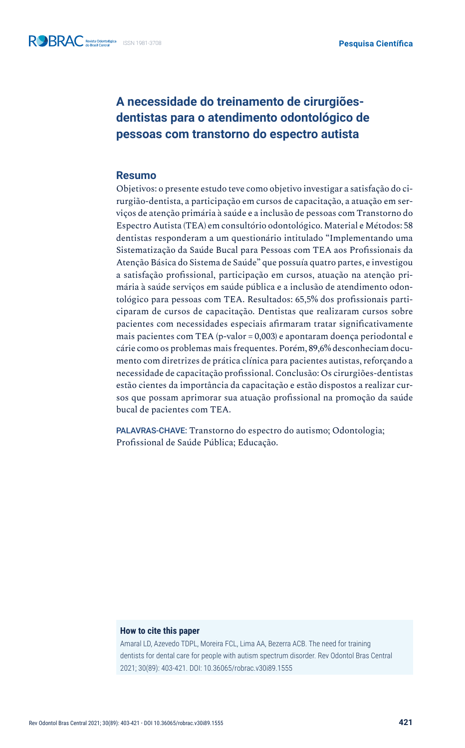# A necessidade do treinamento de cirurgiões-dentistas para o atendimento odontológico de pessoas com transtorno do espectro autista

## Resumo

Objetivos: o presente estudo teve como objetivo investigar a satisfação do cirurgião-dentista, a participação em cursos de capacitação, a atuação em serviços de atenção primária à saúde e a inclusão de pessoas com Transtorno do Espectro Autista (TEA) em consultório odontológico. Material e Métodos: 58 dentistas responderam a um questionário intitulado "Implementando uma Sistematização da Saúde Bucal para Pessoas com TEA aos Profissionais da Atenção Básica do Sistema de Saúde" que possuía quatro partes, e investigou a satisfação profissional, participação em cursos, atuação na atenção primária à saúde serviços em saúde pública e a inclusão de atendimento odontológico para pessoas com TEA. Resultados: 65,5% dos profissionais participaram de cursos de capacitação. Dentistas que realizaram cursos sobre pacientes com necessidades especiais afirmaram tratar significativamente mais pacientes com TEA (p-valor = 0,003) e apontaram doença periodontal e cárie como os problemas mais frequentes. Porém, 89,6% desconheciam documento com diretrizes de prática clínica para pacientes autistas, reforçando a necessidade de capacitação profissional. Conclusão: Os cirurgiões-dentistas estão cientes da importância da capacitação e estão dispostos a realizar cursos que possam aprimorar sua atuação profissional na promoção da saúde bucal de pacientes com TEA.

PALAVRAS-CHAVE: Transtorno do espectro do autismo; Odontologia; Profissional de Saúde Pública; Educação.

**How to cite this paper**

Amaral LD, Azevedo TDPL, Moreira FCL, Lima AA, Bezerra ACB. The need for training dentists for dental care for people with autism spectrum disorder. Rev Odontol Bras Central 2021; 30(89): 403-421. DOI: 10.36065/robrac.v30i89.1555